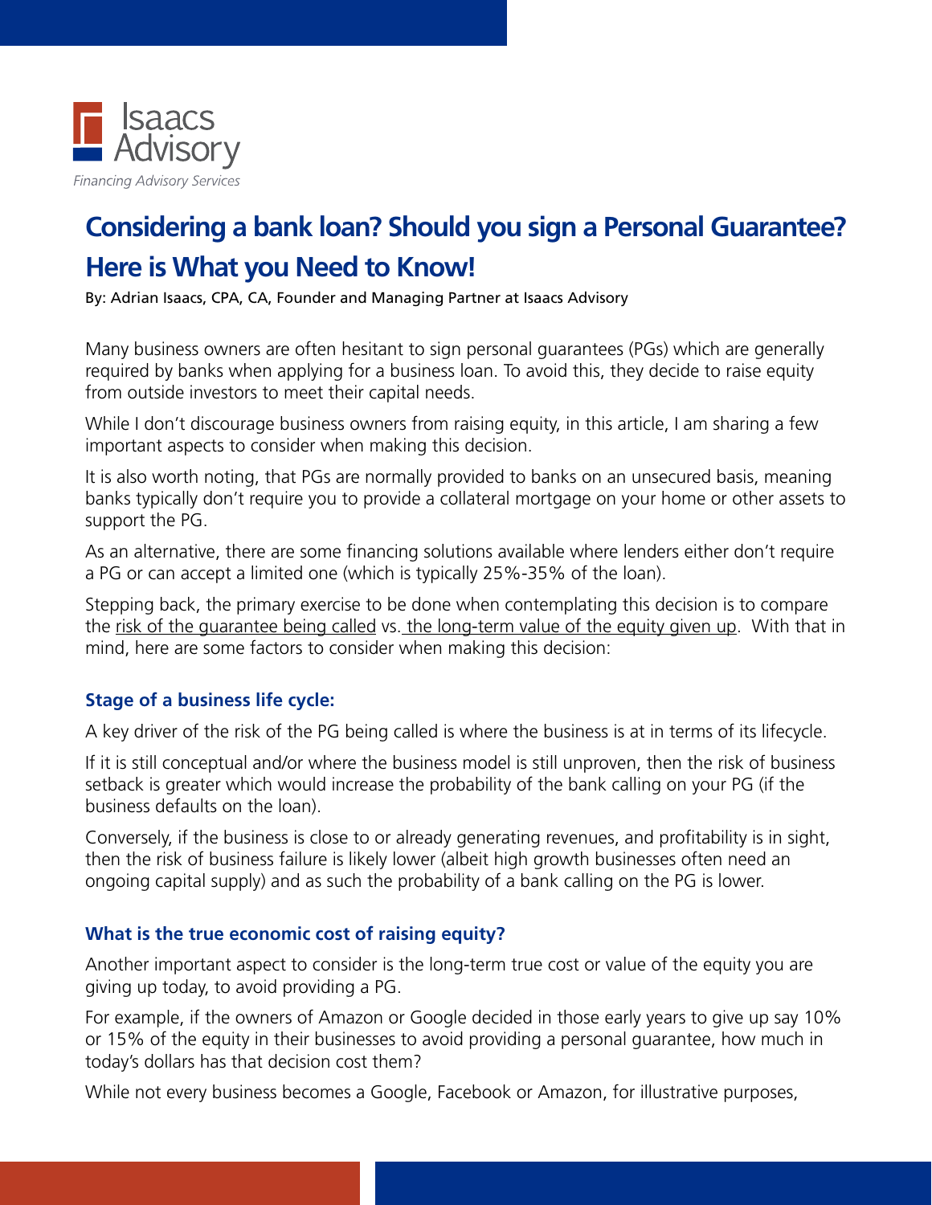Isaacs Advisory

*Financing Advisory Services*

# Considering a bank loan? Should you sign a Personal Guarantee? Here is What you Need to Know!

By: Adrian Isaacs, CPA, CA, Founder and Managing Partner at Isaacs Advisory

Many business owners are often hesitant to sign personal guarantees (PGs) which are generally required by banks when applying for a business loan. To avoid this, they decide to raise equity from outside investors to meet their capital needs.

While I don't discourage business owners from raising equity, in this article, I am sharing a few important aspects to consider when making this decision.

It is also worth noting, that PGs are normally provided to banks on an unsecured basis, meaning banks typically don't require you to provide a collateral mortgage on your home or other assets to support the PG.

As an alternative, there are some financing solutions available where lenders either don't require a PG or can accept a limited one (which is typically 25%-35% of the loan).

Stepping back, the primary exercise to be done when contemplating this decision is to compare the risk of the guarantee being called vs. the long-term value of the equity given up. With that in mind, here are some factors to consider when making this decision:

### Stage of a business life cycle:

A key driver of the risk of the PG being called is where the business is at in terms of its lifecycle.

If it is still conceptual and/or where the business model is still unproven, then the risk of business setback is greater which would increase the probability of the bank calling on your PG (if the business defaults on the loan).

Conversely, if the business is close to or already generating revenues, and profitability is in sight, then the risk of business failure is likely lower (albeit high growth businesses often need an ongoing capital supply) and as such the probability of a bank calling on the PG is lower.

### What is the true economic cost of raising equity?

Another important aspect to consider is the long-term true cost or value of the equity you are giving up today, to avoid providing a PG.

For example, if the owners of Amazon or Google decided in those early years to give up say 10% or 15% of the equity in their businesses to avoid providing a personal guarantee, how much in today's dollars has that decision cost them?

While not every business becomes a Google, Facebook or Amazon, for illustrative purposes,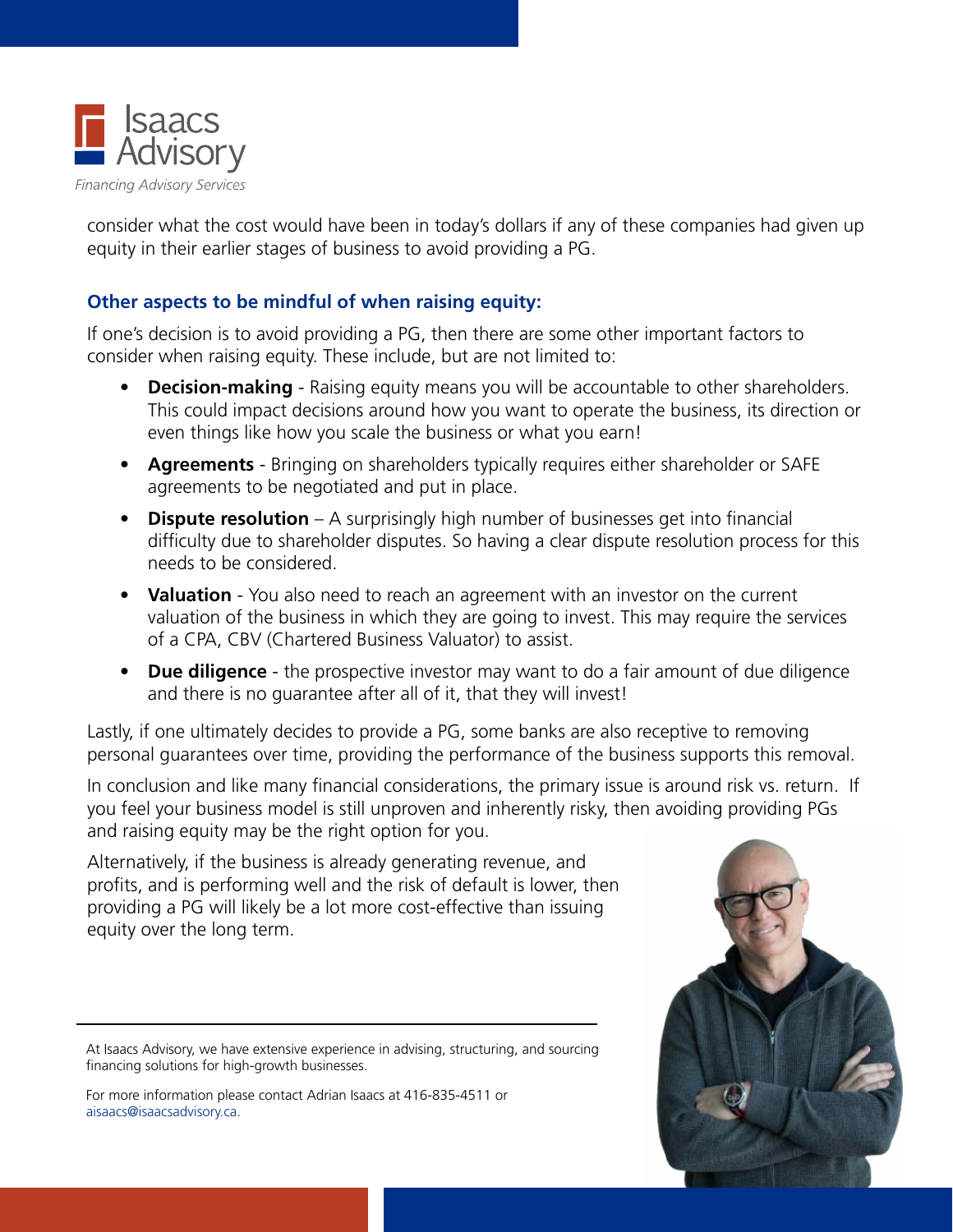consider what the cost would have been in today's dollars if any of these companies had given up equity in their earlier stages of business to avoid providing a PG.

### Other aspects to be mindful of when raising equity:

If one's decision is to avoid providing a PG, then there are some other important factors to consider when raising equity. These include, but are not limited to:

- **Decision-making** - Raising equity means you will be accountable to other shareholders. This could impact decisions around how you want to operate the business, its direction or even things like how you scale the business or what you earn!
- **Agreements** - Bringing on shareholders typically requires either shareholder or SAFE agreements to be negotiated and put in place.
- **Dispute resolution** – A surprisingly high number of businesses get into financial difficulty due to shareholder disputes. So having a clear dispute resolution process for this needs to be considered.
- **Valuation** - You also need to reach an agreement with an investor on the current valuation of the business in which they are going to invest. This may require the services of a CPA, CBV (Chartered Business Valuator) to assist.
- **Due diligence** - the prospective investor may want to do a fair amount of due diligence and there is no guarantee after all of it, that they will invest!

Lastly, if one ultimately decides to provide a PG, some banks are also receptive to removing personal guarantees over time, providing the performance of the business supports this removal.

In conclusion and like many financial considerations, the primary issue is around risk vs. return. If you feel your business model is still unproven and inherently risky, then avoiding providing PGs and raising equity may be the right option for you.

Alternatively, if the business is already generating revenue, and profits, and is performing well and the risk of default is lower, then providing a PG will likely be a lot more cost-effective than issuing equity over the long term.

---

At Isaacs Advisory, we have extensive experience in advising, structuring, and sourcing financing solutions for high-growth businesses.

For more information please contact Adrian Isaacs at 416-835-4511 or aisaacs@isaacsadvisory.ca.